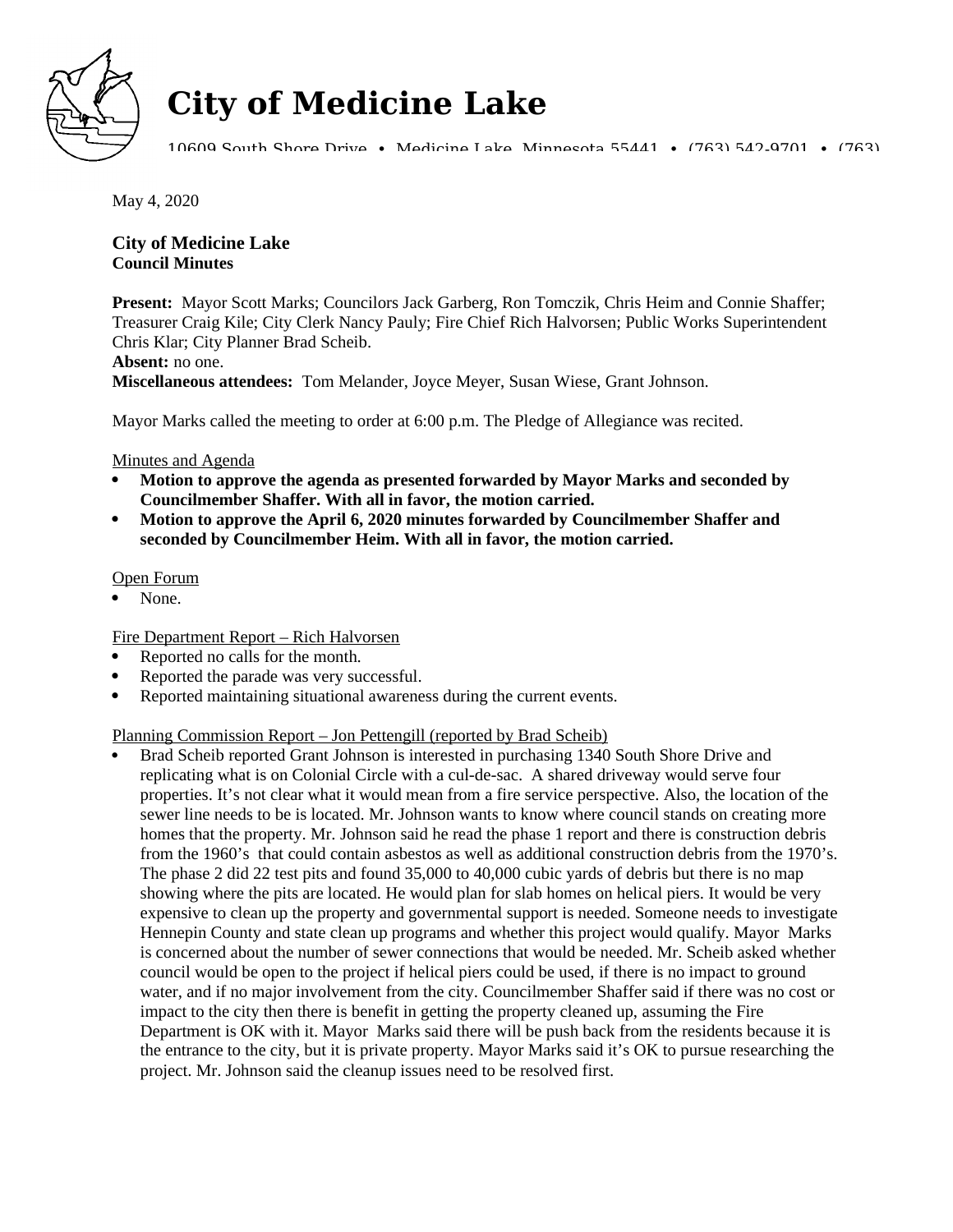# City of Medicine Lake

10609 South Shore Drive • Medicine Lake, Minnesota 55441 • (763) 542-9701 • (763)

May 4, 2020

**City of Medicine Lake**
**Council Minutes**

**Present:** Mayor Scott Marks; Councilors Jack Garberg, Ron Tomczik, Chris Heim and Connie Shaffer; Treasurer Craig Kile; City Clerk Nancy Pauly; Fire Chief Rich Halvorsen; Public Works Superintendent Chris Klar; City Planner Brad Scheib.
**Absent:** no one.
**Miscellaneous attendees:** Tom Melander, Joyce Meyer, Susan Wiese, Grant Johnson.

Mayor Marks called the meeting to order at 6:00 p.m. The Pledge of Allegiance was recited.

Minutes and Agenda

- **Motion to approve the agenda as presented forwarded by Mayor Marks and seconded by Councilmember Shaffer. With all in favor, the motion carried.**
- **Motion to approve the April 6, 2020 minutes forwarded by Councilmember Shaffer and seconded by Councilmember Heim. With all in favor, the motion carried.**

Open Forum

- None.

Fire Department Report – Rich Halvorsen

- Reported no calls for the month.
- Reported the parade was very successful.
- Reported maintaining situational awareness during the current events.

Planning Commission Report – Jon Pettengill (reported by Brad Scheib)

- Brad Scheib reported Grant Johnson is interested in purchasing 1340 South Shore Drive and replicating what is on Colonial Circle with a cul-de-sac. A shared driveway would serve four properties. It's not clear what it would mean from a fire service perspective. Also, the location of the sewer line needs to be is located. Mr. Johnson wants to know where council stands on creating more homes that the property. Mr. Johnson said he read the phase 1 report and there is construction debris from the 1960's that could contain asbestos as well as additional construction debris from the 1970's. The phase 2 did 22 test pits and found 35,000 to 40,000 cubic yards of debris but there is no map showing where the pits are located. He would plan for slab homes on helical piers. It would be very expensive to clean up the property and governmental support is needed. Someone needs to investigate Hennepin County and state clean up programs and whether this project would qualify. Mayor Marks is concerned about the number of sewer connections that would be needed. Mr. Scheib asked whether council would be open to the project if helical piers could be used, if there is no impact to ground water, and if no major involvement from the city. Councilmember Shaffer said if there was no cost or impact to the city then there is benefit in getting the property cleaned up, assuming the Fire Department is OK with it. Mayor Marks said there will be push back from the residents because it is the entrance to the city, but it is private property. Mayor Marks said it's OK to pursue researching the project. Mr. Johnson said the cleanup issues need to be resolved first.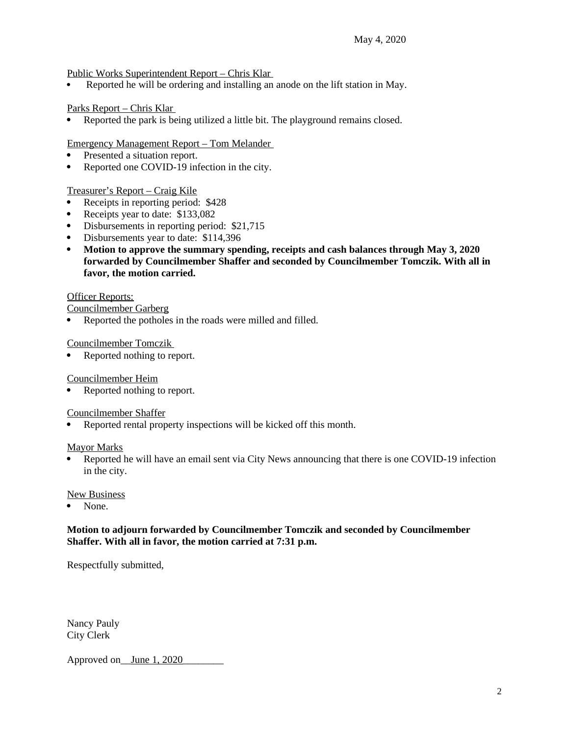May 4, 2020

Public Works Superintendent Report – Chris Klar

- Reported he will be ordering and installing an anode on the lift station in May.

Parks Report – Chris Klar

- Reported the park is being utilized a little bit. The playground remains closed.

Emergency Management Report – Tom Melander

- Presented a situation report.
- Reported one COVID-19 infection in the city.

Treasurer's Report – Craig Kile

- Receipts in reporting period: $428
- Receipts year to date: $133,082
- Disbursements in reporting period: $21,715
- Disbursements year to date: $114,396
- **Motion to approve the summary spending, receipts and cash balances through May 3, 2020 forwarded by Councilmember Shaffer and seconded by Councilmember Tomczik. With all in favor, the motion carried.**

Officer Reports:

Councilmember Garberg

- Reported the potholes in the roads were milled and filled.

Councilmember Tomczik

- Reported nothing to report.

Councilmember Heim

- Reported nothing to report.

Councilmember Shaffer

- Reported rental property inspections will be kicked off this month.

Mayor Marks

- Reported he will have an email sent via City News announcing that there is one COVID-19 infection in the city.

New Business

- None.

**Motion to adjourn forwarded by Councilmember Tomczik and seconded by Councilmember Shaffer. With all in favor, the motion carried at 7:31 p.m.**

Respectfully submitted,

Nancy Pauly
City Clerk

Approved on June 1, 2020